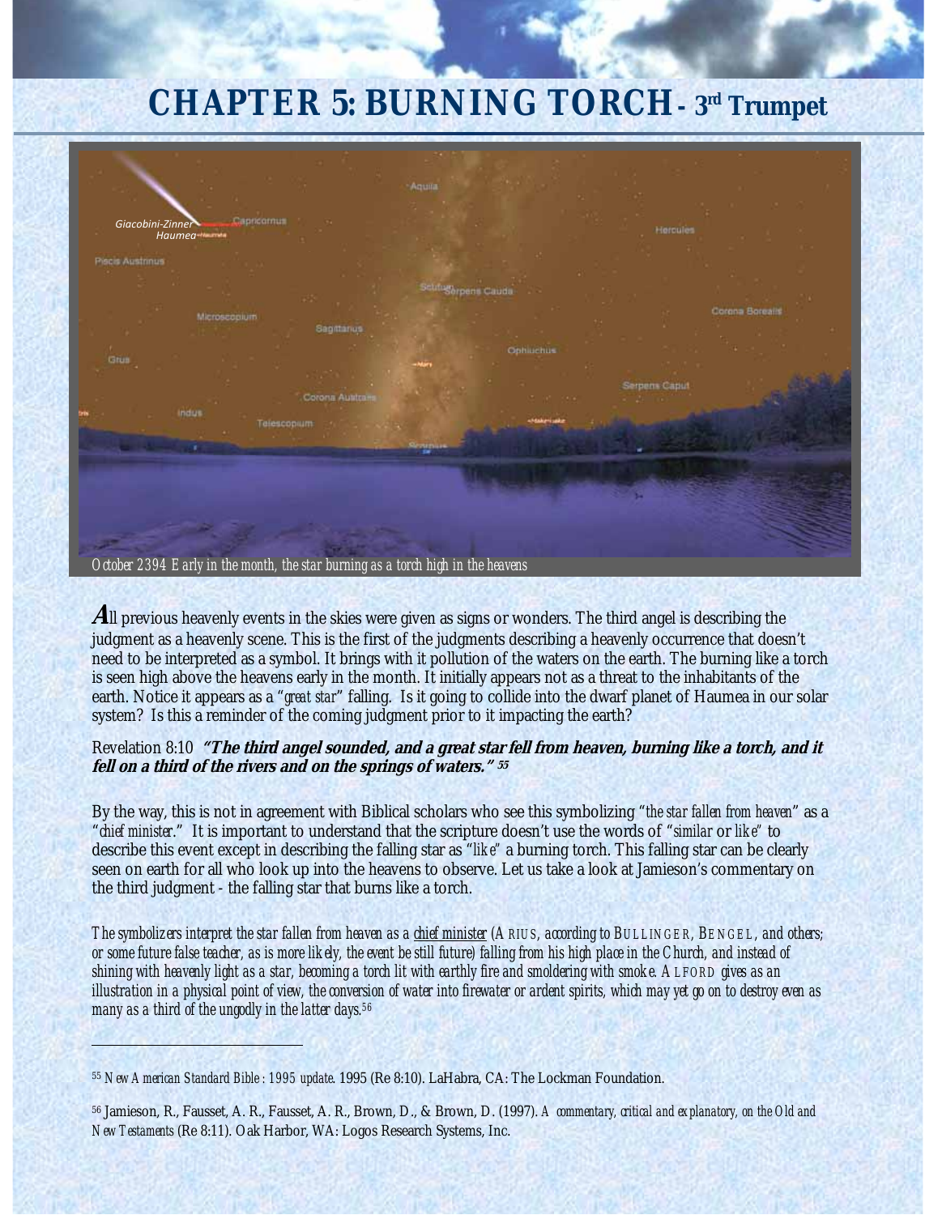# CHAPTER 5: BURNING TORCH - 3rd Trumpet

*October 2394 Early in the month, the star burning as a torch high in the heavens*

**A**ll previous heavenly events in the skies were given as signs or wonders. The third angel is describing the judgment as a heavenly scene. This is the first of the judgments describing a heavenly occurrence that doesn't need to be interpreted as a symbol. It brings with it pollution of the waters on the earth. The burning like a torch is seen high above the heavens early in the month. It initially appears not as a threat to the inhabitants of the earth. Notice it appears as a *"great star"* falling. Is it going to collide into the dwarf planet of Haumea in our solar system? Is this a reminder of the coming judgment prior to it impacting the earth?

Revelation 8:10 ***"The third angel sounded, and a great star fell from heaven, burning like a torch, and it fell on a third of the rivers and on the springs of waters."*** [55]

By the way, this is not in agreement with Biblical scholars who see this symbolizing "*the star fallen from heaven*" as a "*chief minister*." It is important to understand that the scripture doesn't use the words of "*similar* or *like*" to describe this event except in describing the falling star as "*like*" a burning torch. This falling star can be clearly seen on earth for all who look up into the heavens to observe. Let us take a look at Jamieson's commentary on the third judgment - the falling star that burns like a torch.

*The symbolizers interpret the star fallen from heaven as a chief minister (ARIUS, according to BULLINGER, BENGEL, and others; or some future false teacher, as is more likely, the event be still future) falling from his high place in the Church, and instead of shining with heavenly light as a star, becoming a torch lit with earthly fire and smoldering with smoke. ALFORD gives as an illustration in a physical point of view, the conversion of water into firewater or ardent spirits, which may yet go on to destroy even as many as a third of the ungodly in the latter days.*[56]

---

[55] *New American Standard Bible : 1995 update*. 1995 (Re 8:10). LaHabra, CA: The Lockman Foundation.

[56] Jamieson, R., Fausset, A. R., Fausset, A. R., Brown, D., & Brown, D. (1997). *A commentary, critical and explanatory, on the Old and New Testaments* (Re 8:11). Oak Harbor, WA: Logos Research Systems, Inc.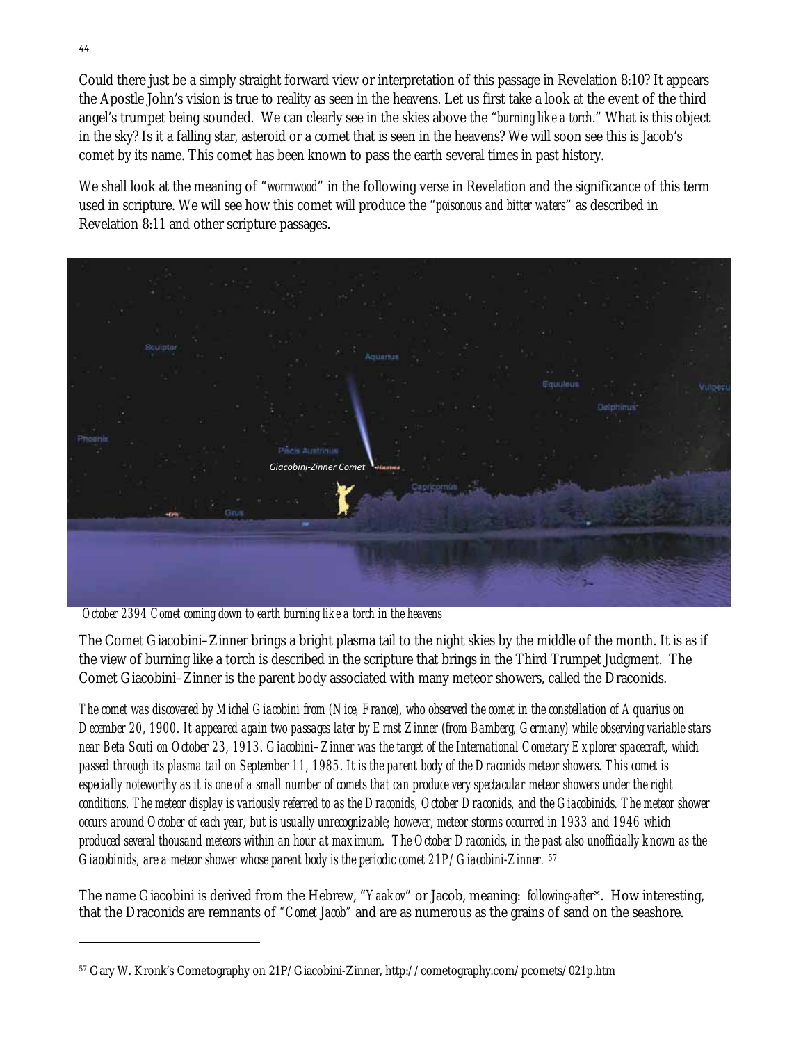Could there just be a simply straight forward view or interpretation of this passage in Revelation 8:10? It appears the Apostle John's vision is true to reality as seen in the heavens. Let us first take a look at the event of the third angel's trumpet being sounded. We can clearly see in the skies above the "*burning like a torch*." What is this object in the sky? Is it a falling star, asteroid or a comet that is seen in the heavens? We will soon see this is Jacob's comet by its name. This comet has been known to pass the earth several times in past history.

We shall look at the meaning of "*wormwood*" in the following verse in Revelation and the significance of this term used in scripture. We will see how this comet will produce the "*poisonous and bitter waters*" as described in Revelation 8:11 and other scripture passages.

*October 2394 Comet coming down to earth burning like a torch in the heavens*

The Comet Giacobini–Zinner brings a bright plasma tail to the night skies by the middle of the month. It is as if the view of burning like a torch is described in the scripture that brings in the Third Trumpet Judgment. The Comet Giacobini–Zinner is the parent body associated with many meteor showers, called the Draconids.

*The comet was discovered by Michel Giacobini from (Nice, France), who observed the comet in the constellation of Aquarius on December 20, 1900. It appeared again two passages later by Ernst Zinner (from Bamberg, Germany) while observing variable stars near Beta Scuti on October 23, 1913. Giacobini–Zinner was the target of the International Cometary Explorer spacecraft, which passed through its plasma tail on September 11, 1985. It is the parent body of the Draconids meteor showers. This comet is especially noteworthy as it is one of a small number of comets that can produce very spectacular meteor showers under the right conditions. The meteor display is variously referred to as the Draconids, October Draconids, and the Giacobinids. The meteor shower occurs around October of each year, but is usually unrecognizable; however, meteor storms occurred in 1933 and 1946 which produced several thousand meteors within an hour at maximum. The October Draconids, in the past also unofficially known as the Giacobinids, are a meteor shower whose parent body is the periodic comet 21P/Giacobini-Zinner.* [57]

The name Giacobini is derived from the Hebrew, "*Yaakov*" or Jacob, meaning: *following-after*\*. How interesting, that the Draconids are remnants of "*Comet Jacob*" and are as numerous as the grains of sand on the seashore.

---

[57] Gary W. Kronk's Cometography on 21P/Giacobini-Zinner, http://cometography.com/pcomets/021p.htm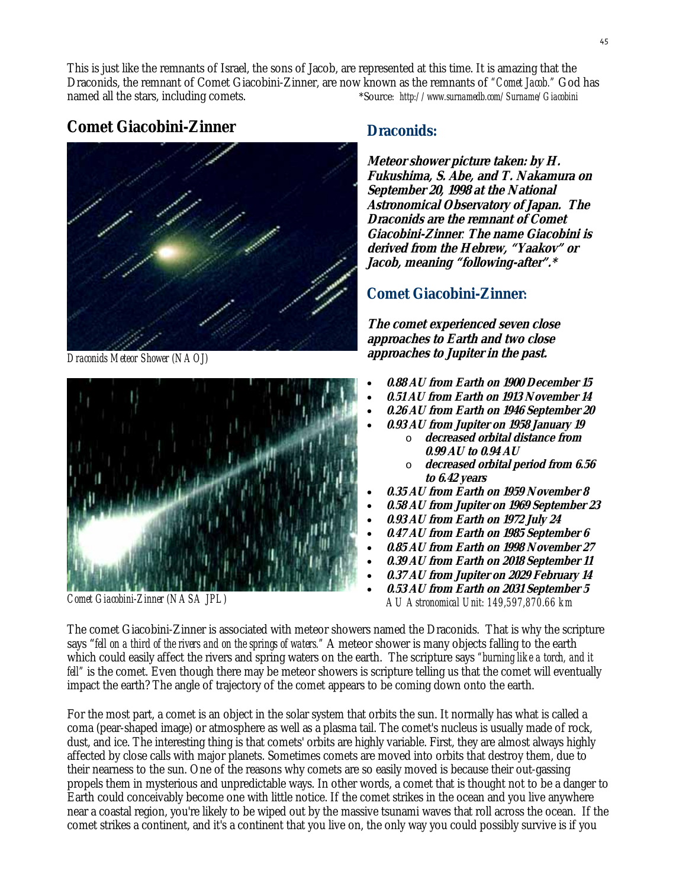This is just like the remnants of Israel, the sons of Jacob, are represented at this time. It is amazing that the Draconids, the remnant of Comet Giacobini-Zinner, are now known as the remnants of *"Comet Jacob."* God has named all the stars, including comets. *Source: *http://www.surnamedb.com/Surname/Giacobini*

## Comet Giacobini-Zinner

*Draconids Meteor Shower (NAOJ)*

*Comet Giacobini-Zinner (NASA JPL)*

## Draconids:

***Meteor shower picture taken: by H. Fukushima, S. Abe, and T. Nakamura on September 20, 1998 at the National Astronomical Observatory of Japan. The Draconids are the remnant of Comet Giacobini-Zinner. The name Giacobini is derived from the Hebrew, "Yaakov" or Jacob, meaning "following-after".****

## Comet Giacobini-Zinner:

***The comet experienced seven close approaches to Earth and two close approaches to Jupiter in the past.***

- ***0.88 AU from Earth on 1900 December 15***
- ***0.51 AU from Earth on 1913 November 14***
- ***0.26 AU from Earth on 1946 September 20***
- ***0.93 AU from Jupiter on 1958 January 19***
  - ***decreased orbital distance from 0.99 AU to 0.94 AU***
  - ***decreased orbital period from 6.56 to 6.42 years***
- ***0.35 AU from Earth on 1959 November 8***
- ***0.58 AU from Jupiter on 1969 September 23***
- ***0.93 AU from Earth on 1972 July 24***
- ***0.47 AU from Earth on 1985 September 6***
- ***0.85 AU from Earth on 1998 November 27***
- ***0.39 AU from Earth on 2018 September 11***
- ***0.37 AU from Jupiter on 2029 February 14***
- ***0.53 AU from Earth on 2031 September 5***

*AU Astronomical Unit: 149,597,870.66 km*

The comet Giacobini-Zinner is associated with meteor showers named the Draconids. That is why the scripture says *"fell on a third of the rivers and on the springs of waters."* A meteor shower is many objects falling to the earth which could easily affect the rivers and spring waters on the earth. The scripture says *"burning like a torch, and it fell"* is the comet. Even though there may be meteor showers is scripture telling us that the comet will eventually impact the earth? The angle of trajectory of the comet appears to be coming down onto the earth.

For the most part, a comet is an object in the solar system that orbits the sun. It normally has what is called a coma (pear-shaped image) or atmosphere as well as a plasma tail. The comet's nucleus is usually made of rock, dust, and ice. The interesting thing is that comets' orbits are highly variable. First, they are almost always highly affected by close calls with major planets. Sometimes comets are moved into orbits that destroy them, due to their nearness to the sun. One of the reasons why comets are so easily moved is because their out-gassing propels them in mysterious and unpredictable ways. In other words, a comet that is thought not to be a danger to Earth could conceivably become one with little notice. If the comet strikes in the ocean and you live anywhere near a coastal region, you're likely to be wiped out by the massive tsunami waves that roll across the ocean. If the comet strikes a continent, and it's a continent that you live on, the only way you could possibly survive is if you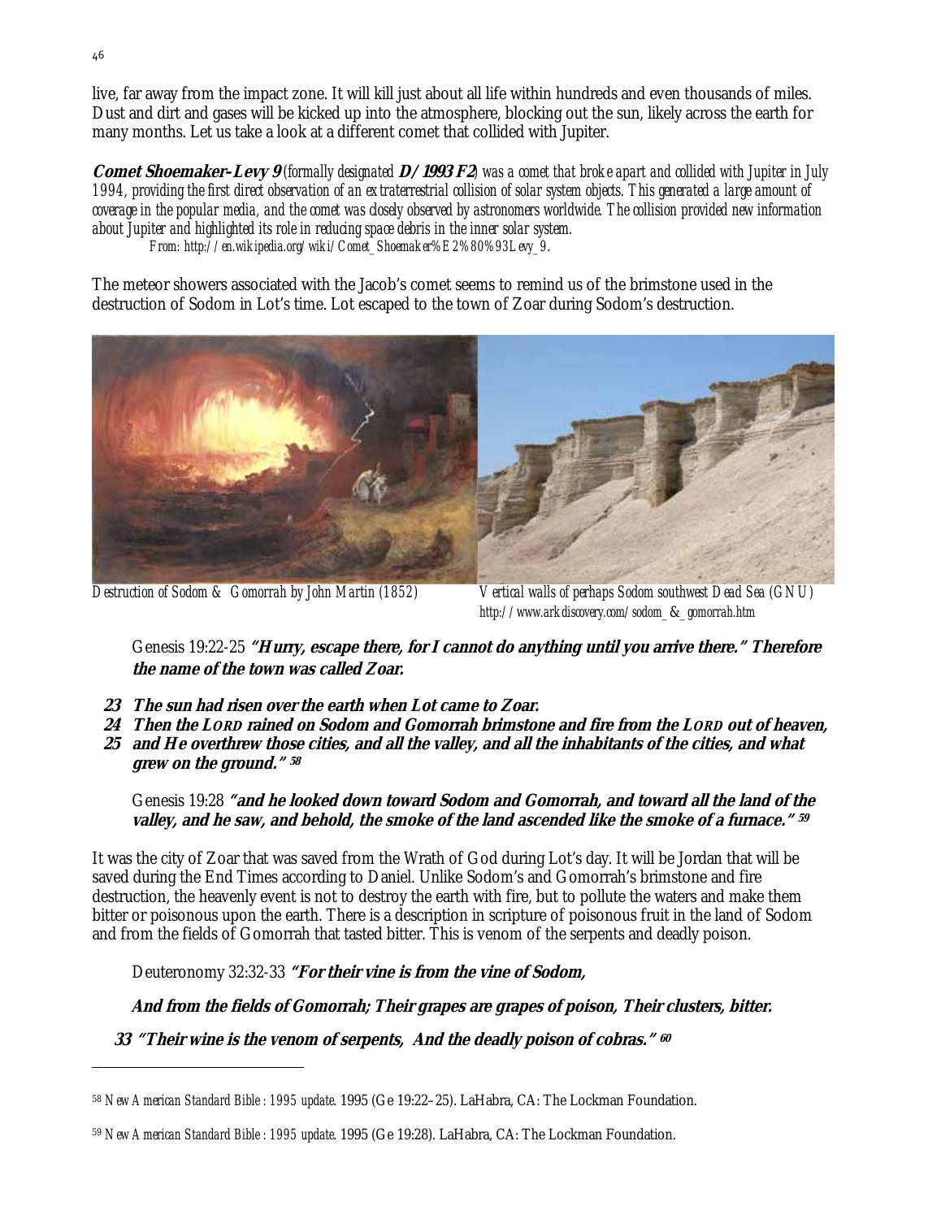live, far away from the impact zone. It will kill just about all life within hundreds and even thousands of miles. Dust and dirt and gases will be kicked up into the atmosphere, blocking out the sun, likely across the earth for many months. Let us take a look at a different comet that collided with Jupiter.

***Comet Shoemaker-Levy 9*** *(formally designated* ***D/1993 F2****) was a comet that broke apart and collided with Jupiter in July 1994, providing the first direct observation of an extraterrestrial collision of solar system objects. This generated a large amount of coverage in the popular media, and the comet was closely observed by astronomers worldwide. The collision provided new information about Jupiter and highlighted its role in reducing space debris in the inner solar system.*

*From: http://en.wikipedia.org/wiki/Comet_Shoemaker%E2%80%93Levy_9.*

The meteor showers associated with the Jacob's comet seems to remind us of the brimstone used in the destruction of Sodom in Lot's time. Lot escaped to the town of Zoar during Sodom's destruction.

*Destruction of Sodom & Gomorrah by John Martin (1852)*

*Vertical walls of perhaps Sodom southwest Dead Sea (GNU)*
*http://www.arkdiscovery.com/sodom_&_gomorrah.htm*

Genesis 19:22-25 **"Hurry, escape there, for I cannot do anything until you arrive there." Therefore the name of the town was called Zoar.**

**23 The sun had risen over the earth when Lot came to Zoar.**
**24 Then the LORD rained on Sodom and Gomorrah brimstone and fire from the LORD out of heaven,**
**25 and He overthrew those cities, and all the valley, and all the inhabitants of the cities, and what grew on the ground."** [58]

Genesis 19:28 **"and he looked down toward Sodom and Gomorrah, and toward all the land of the valley, and he saw, and behold, the smoke of the land ascended like the smoke of a furnace."** [59]

It was the city of Zoar that was saved from the Wrath of God during Lot's day. It will be Jordan that will be saved during the End Times according to Daniel. Unlike Sodom's and Gomorrah's brimstone and fire destruction, the heavenly event is not to destroy the earth with fire, but to pollute the waters and make them bitter or poisonous upon the earth. There is a description in scripture of poisonous fruit in the land of Sodom and from the fields of Gomorrah that tasted bitter. This is venom of the serpents and deadly poison.

Deuteronomy 32:32-33 **"For their vine is from the vine of Sodom,**

**And from the fields of Gomorrah; Their grapes are grapes of poison, Their clusters, bitter.**

**33 "Their wine is the venom of serpents, And the deadly poison of cobras."** [60]

---

[58] *New American Standard Bible : 1995 update*. 1995 (Ge 19:22–25). LaHabra, CA: The Lockman Foundation.

[59] *New American Standard Bible : 1995 update*. 1995 (Ge 19:28). LaHabra, CA: The Lockman Foundation.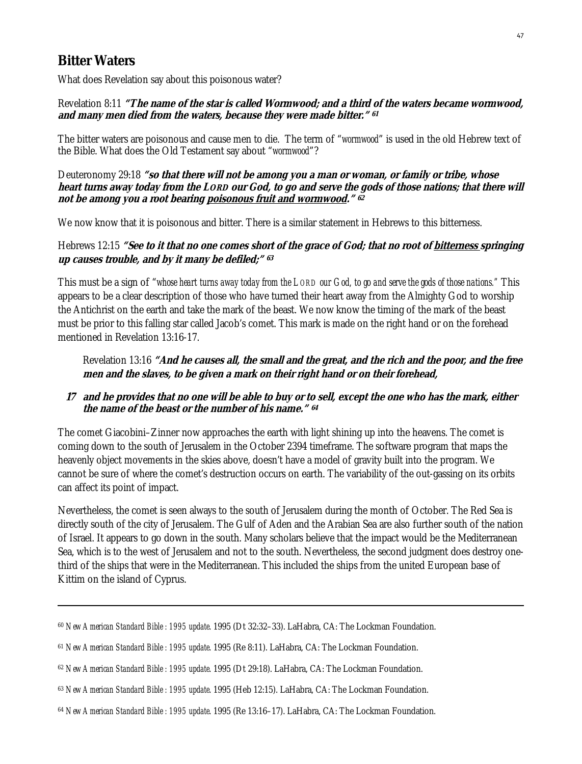## Bitter Waters

What does Revelation say about this poisonous water?

Revelation 8:11 ***"The name of the star is called Wormwood; and a third of the waters became wormwood, and many men died from the waters, because they were made bitter."*** [61]

The bitter waters are poisonous and cause men to die. The term of "*wormwood*" is used in the old Hebrew text of the Bible. What does the Old Testament say about "*wormwood*"?

Deuteronomy 29:18 ***"so that there will not be among you a man or woman, or family or tribe, whose heart turns away today from the LORD our God, to go and serve the gods of those nations; that there will not be among you a root bearing <u>poisonous fruit and wormwood</u>."*** [62]

We now know that it is poisonous and bitter. There is a similar statement in Hebrews to this bitterness.

Hebrews 12:15 ***"See to it that no one comes short of the grace of God; that no root of <u>bitterness</u> springing up causes trouble, and by it many be defiled;"*** [63]

This must be a sign of "*whose heart turns away today from the LORD our God, to go and serve the gods of those nations.*" This appears to be a clear description of those who have turned their heart away from the Almighty God to worship the Antichrist on the earth and take the mark of the beast. We now know the timing of the mark of the beast must be prior to this falling star called Jacob's comet. This mark is made on the right hand or on the forehead mentioned in Revelation 13:16-17.

> Revelation 13:16 ***"And he causes all, the small and the great, and the rich and the poor, and the free men and the slaves, to be given a mark on their right hand or on their forehead,***
>
> **17** ***and he provides that no one will be able to buy or to sell, except the one who has the mark, either the name of the beast or the number of his name."*** [64]

The comet Giacobini–Zinner now approaches the earth with light shining up into the heavens. The comet is coming down to the south of Jerusalem in the October 2394 timeframe. The software program that maps the heavenly object movements in the skies above, doesn't have a model of gravity built into the program. We cannot be sure of where the comet's destruction occurs on earth. The variability of the out-gassing on its orbits can affect its point of impact.

Nevertheless, the comet is seen always to the south of Jerusalem during the month of October. The Red Sea is directly south of the city of Jerusalem. The Gulf of Aden and the Arabian Sea are also further south of the nation of Israel. It appears to go down in the south. Many scholars believe that the impact would be the Mediterranean Sea, which is to the west of Jerusalem and not to the south. Nevertheless, the second judgment does destroy one-third of the ships that were in the Mediterranean. This included the ships from the united European base of Kittim on the island of Cyprus.

---

[60] *New American Standard Bible : 1995 update*. 1995 (Dt 32:32–33). LaHabra, CA: The Lockman Foundation.

[61] *New American Standard Bible : 1995 update*. 1995 (Re 8:11). LaHabra, CA: The Lockman Foundation.

[62] *New American Standard Bible : 1995 update*. 1995 (Dt 29:18). LaHabra, CA: The Lockman Foundation.

[63] *New American Standard Bible : 1995 update*. 1995 (Heb 12:15). LaHabra, CA: The Lockman Foundation.

[64] *New American Standard Bible : 1995 update*. 1995 (Re 13:16–17). LaHabra, CA: The Lockman Foundation.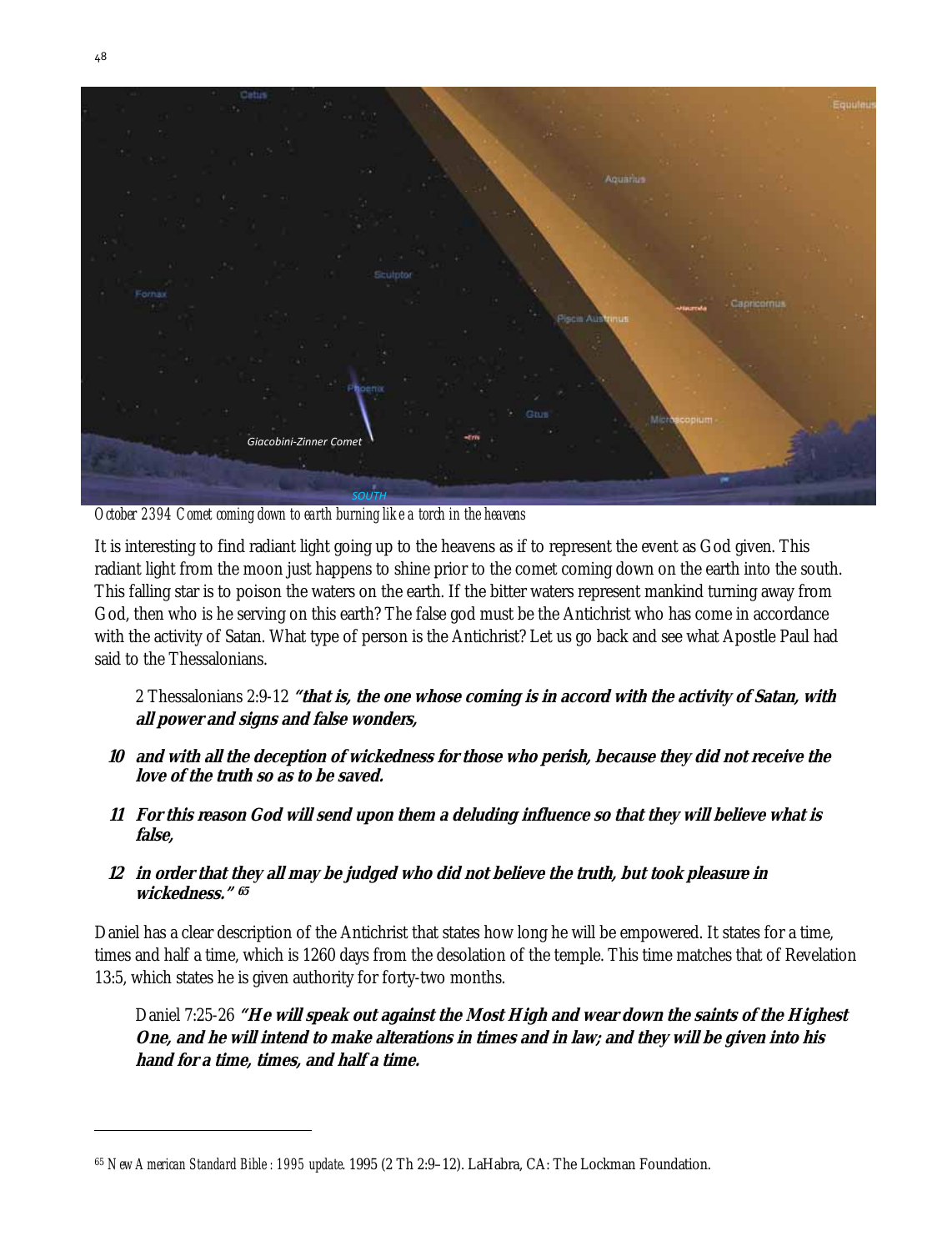*October 2394 Comet coming down to earth burning like a torch in the heavens*

It is interesting to find radiant light going up to the heavens as if to represent the event as God given. This radiant light from the moon just happens to shine prior to the comet coming down on the earth into the south. This falling star is to poison the waters on the earth. If the bitter waters represent mankind turning away from God, then who is he serving on this earth? The false god must be the Antichrist who has come in accordance with the activity of Satan. What type of person is the Antichrist? Let us go back and see what Apostle Paul had said to the Thessalonians.

> 2 Thessalonians 2:9-12 ***"that is, the one whose coming is in accord with the activity of Satan, with all power and signs and false wonders,***
>
> ***10 and with all the deception of wickedness for those who perish, because they did not receive the love of the truth so as to be saved.***
>
> ***11 For this reason God will send upon them a deluding influence so that they will believe what is false,***
>
> ***12 in order that they all may be judged who did not believe the truth, but took pleasure in wickedness."*** [65]

Daniel has a clear description of the Antichrist that states how long he will be empowered. It states for a time, times and half a time, which is 1260 days from the desolation of the temple. This time matches that of Revelation 13:5, which states he is given authority for forty-two months.

> Daniel 7:25-26 ***"He will speak out against the Most High and wear down the saints of the Highest One, and he will intend to make alterations in times and in law; and they will be given into his hand for a time, times, and half a time.***

---

[65] *New American Standard Bible : 1995 update.* 1995 (2 Th 2:9–12). LaHabra, CA: The Lockman Foundation.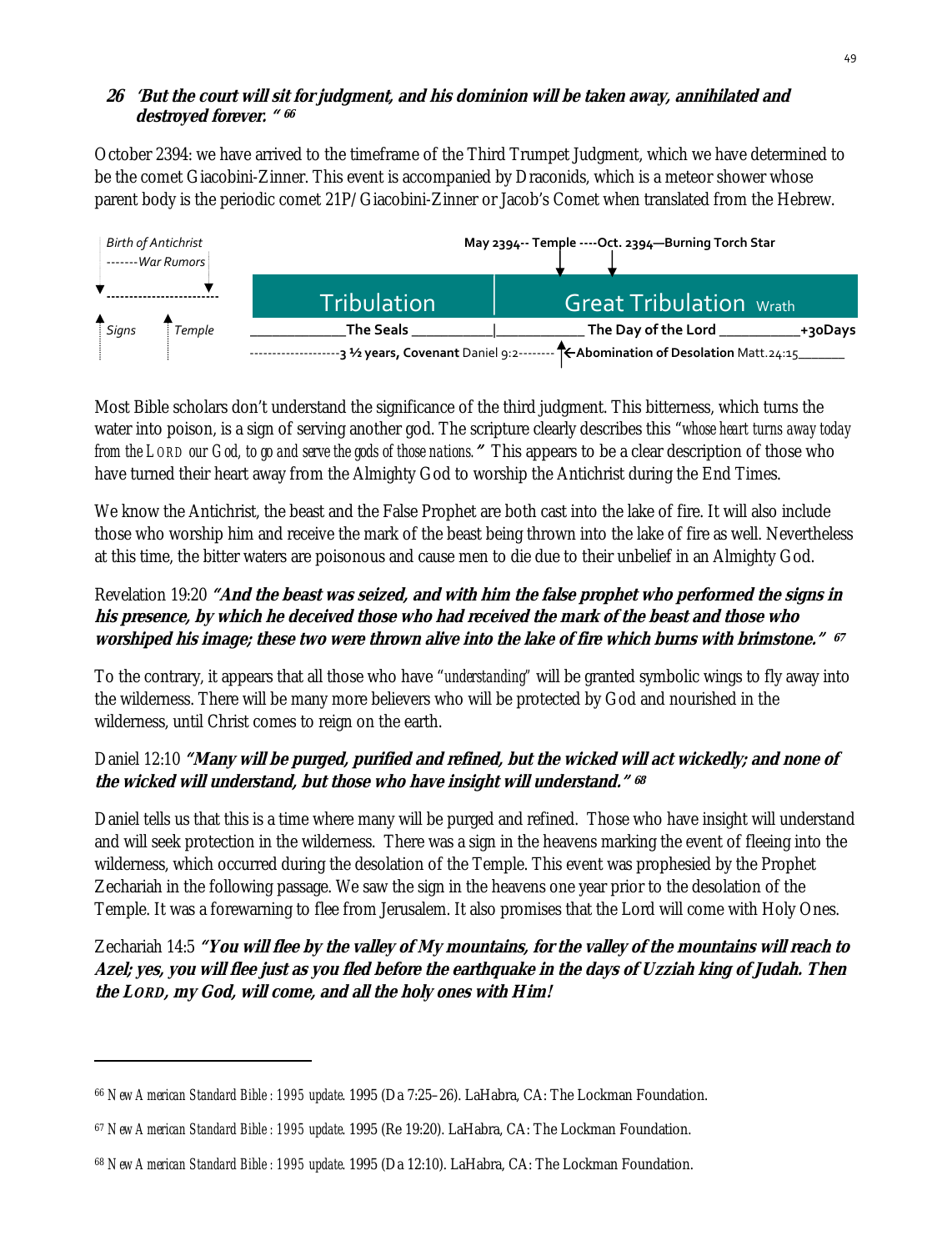***26 'But the court will sit for judgment, and his dominion will be taken away, annihilated and destroyed forever. "*** [66]

October 2394: we have arrived to the timeframe of the Third Trumpet Judgment, which we have determined to be the comet Giacobini-Zinner. This event is accompanied by Draconids, which is a meteor shower whose parent body is the periodic comet 21P/Giacobini-Zinner or Jacob's Comet when translated from the Hebrew.

*Birth of Antichrist* | *-------War Rumors*

**May 2394-- Temple ----Oct. 2394—Burning Torch Star**

| Tribulation | Great Tribulation Wrath |
|---|---|
| **The Seals** | **The Day of the Lord** **+30Days** |

*Signs* | *Temple*

--------------------**3 ½ years, Covenant** Daniel 9:2-------- ←**Abomination of Desolation** Matt.24:15_______

Most Bible scholars don't understand the significance of the third judgment. This bitterness, which turns the water into poison, is a sign of serving another god. The scripture clearly describes this *"whose heart turns away today from the LORD our God, to go and serve the gods of those nations."* This appears to be a clear description of those who have turned their heart away from the Almighty God to worship the Antichrist during the End Times.

We know the Antichrist, the beast and the False Prophet are both cast into the lake of fire. It will also include those who worship him and receive the mark of the beast being thrown into the lake of fire as well. Nevertheless at this time, the bitter waters are poisonous and cause men to die due to their unbelief in an Almighty God.

Revelation 19:20 ***"And the beast was seized, and with him the false prophet who performed the signs in his presence, by which he deceived those who had received the mark of the beast and those who worshiped his image; these two were thrown alive into the lake of fire which burns with brimstone."*** [67]

To the contrary, it appears that all those who have *"understanding"* will be granted symbolic wings to fly away into the wilderness. There will be many more believers who will be protected by God and nourished in the wilderness, until Christ comes to reign on the earth.

Daniel 12:10 ***"Many will be purged, purified and refined, but the wicked will act wickedly; and none of the wicked will understand, but those who have insight will understand."*** [68]

Daniel tells us that this is a time where many will be purged and refined. Those who have insight will understand and will seek protection in the wilderness. There was a sign in the heavens marking the event of fleeing into the wilderness, which occurred during the desolation of the Temple. This event was prophesied by the Prophet Zechariah in the following passage. We saw the sign in the heavens one year prior to the desolation of the Temple. It was a forewarning to flee from Jerusalem. It also promises that the Lord will come with Holy Ones.

Zechariah 14:5 ***"You will flee by the valley of My mountains, for the valley of the mountains will reach to Azel; yes, you will flee just as you fled before the earthquake in the days of Uzziah king of Judah. Then the LORD, my God, will come, and all the holy ones with Him!***

---

[66] *New American Standard Bible : 1995 update*. 1995 (Da 7:25–26). LaHabra, CA: The Lockman Foundation.

[67] *New American Standard Bible : 1995 update*. 1995 (Re 19:20). LaHabra, CA: The Lockman Foundation.

[68] *New American Standard Bible : 1995 update*. 1995 (Da 12:10). LaHabra, CA: The Lockman Foundation.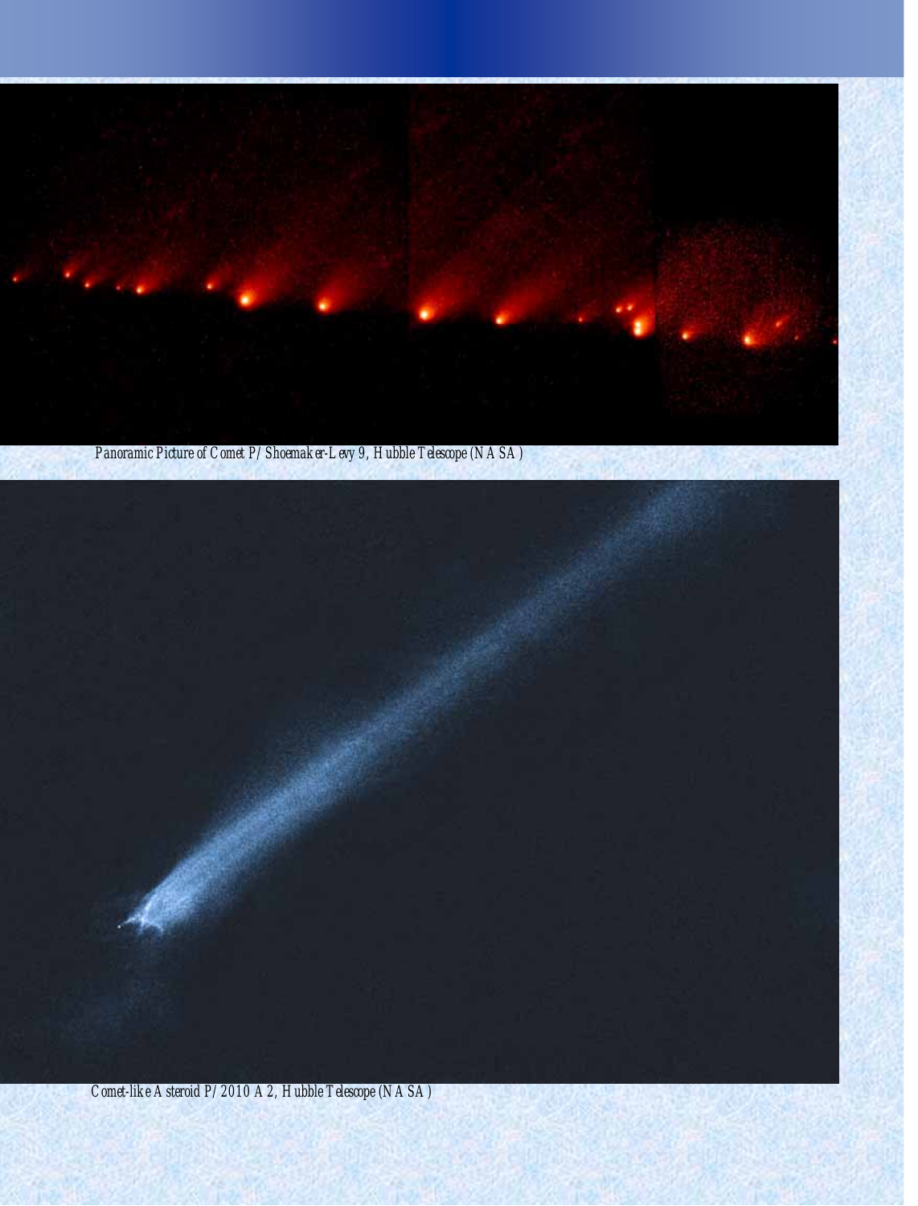Panoramic Picture of Comet P/Shoemaker-Levy 9, Hubble Telescope (NASA)

Comet-like Asteroid P/2010 A2, Hubble Telescope (NASA)